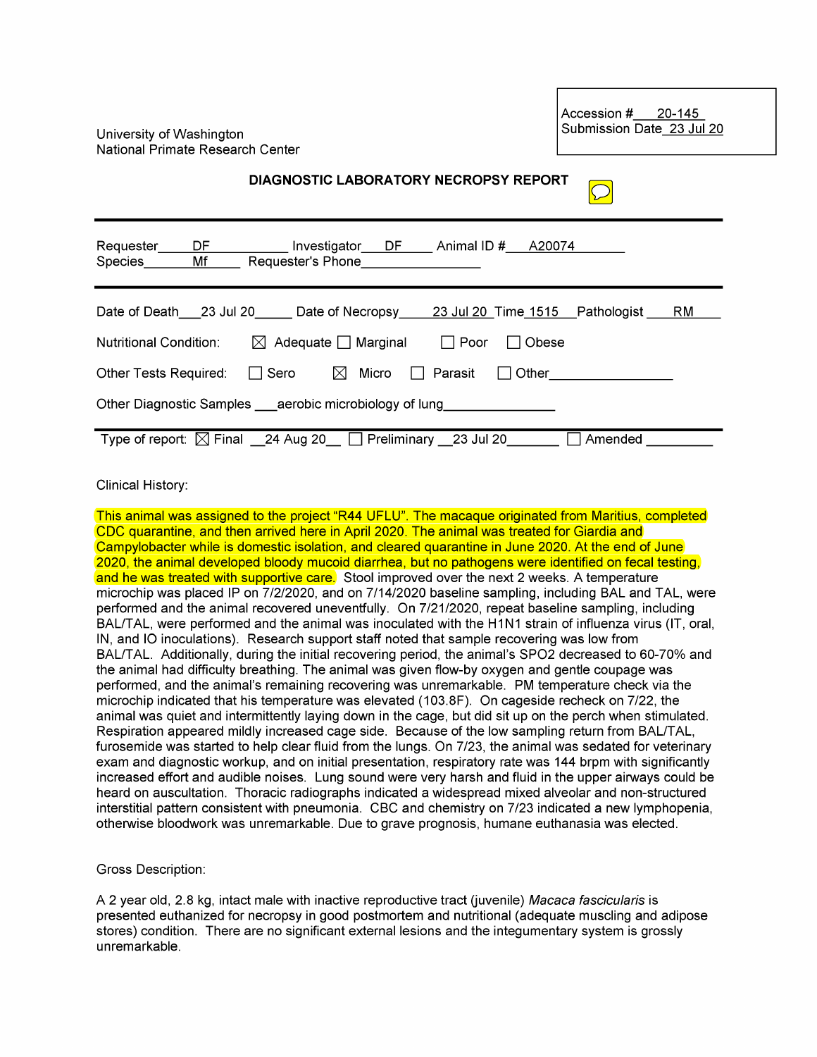University of Washington
National Primate Research Center

Accession # 20-145
Submission Date 23 Jul 20

## DIAGNOSTIC LABORATORY NECROPSY REPORT

Requester DF Investigator DF Animal ID # A20074
Species Mf Requester's Phone

Date of Death 23 Jul 20 Date of Necropsy 23 Jul 20 Time 1515 Pathologist RM

Nutritional Condition: ☒ Adequate ☐ Marginal ☐ Poor ☐ Obese

Other Tests Required: ☐ Sero ☒ Micro ☐ Parasit ☐ Other

Other Diagnostic Samples aerobic microbiology of lung

Type of report: ☒ Final 24 Aug 20 ☐ Preliminary 23 Jul 20 ☐ Amended

Clinical History:

This animal was assigned to the project "R44 UFLU". The macaque originated from Maritius, completed CDC quarantine, and then arrived here in April 2020. The animal was treated for Giardia and Campylobacter while is domestic isolation, and cleared quarantine in June 2020. At the end of June 2020, the animal developed bloody mucoid diarrhea, but no pathogens were identified on fecal testing, and he was treated with supportive care. Stool improved over the next 2 weeks. A temperature microchip was placed IP on 7/2/2020, and on 7/14/2020 baseline sampling, including BAL and TAL, were performed and the animal recovered uneventfully. On 7/21/2020, repeat baseline sampling, including BAL/TAL, were performed and the animal was inoculated with the H1N1 strain of influenza virus (IT, oral, IN, and IO inoculations). Research support staff noted that sample recovering was low from BAL/TAL. Additionally, during the initial recovering period, the animal's SPO2 decreased to 60-70% and the animal had difficulty breathing. The animal was given flow-by oxygen and gentle coupage was performed, and the animal's remaining recovering was unremarkable. PM temperature check via the microchip indicated that his temperature was elevated (103.8F). On cageside recheck on 7/22, the animal was quiet and intermittently laying down in the cage, but did sit up on the perch when stimulated. Respiration appeared mildly increased cage side. Because of the low sampling return from BAL/TAL, furosemide was started to help clear fluid from the lungs. On 7/23, the animal was sedated for veterinary exam and diagnostic workup, and on initial presentation, respiratory rate was 144 brpm with significantly increased effort and audible noises. Lung sound were very harsh and fluid in the upper airways could be heard on auscultation. Thoracic radiographs indicated a widespread mixed alveolar and non-structured interstitial pattern consistent with pneumonia. CBC and chemistry on 7/23 indicated a new lymphopenia, otherwise bloodwork was unremarkable. Due to grave prognosis, humane euthanasia was elected.

Gross Description:

A 2 year old, 2.8 kg, intact male with inactive reproductive tract (juvenile) *Macaca fascicularis* is presented euthanized for necropsy in good postmortem and nutritional (adequate muscling and adipose stores) condition. There are no significant external lesions and the integumentary system is grossly unremarkable.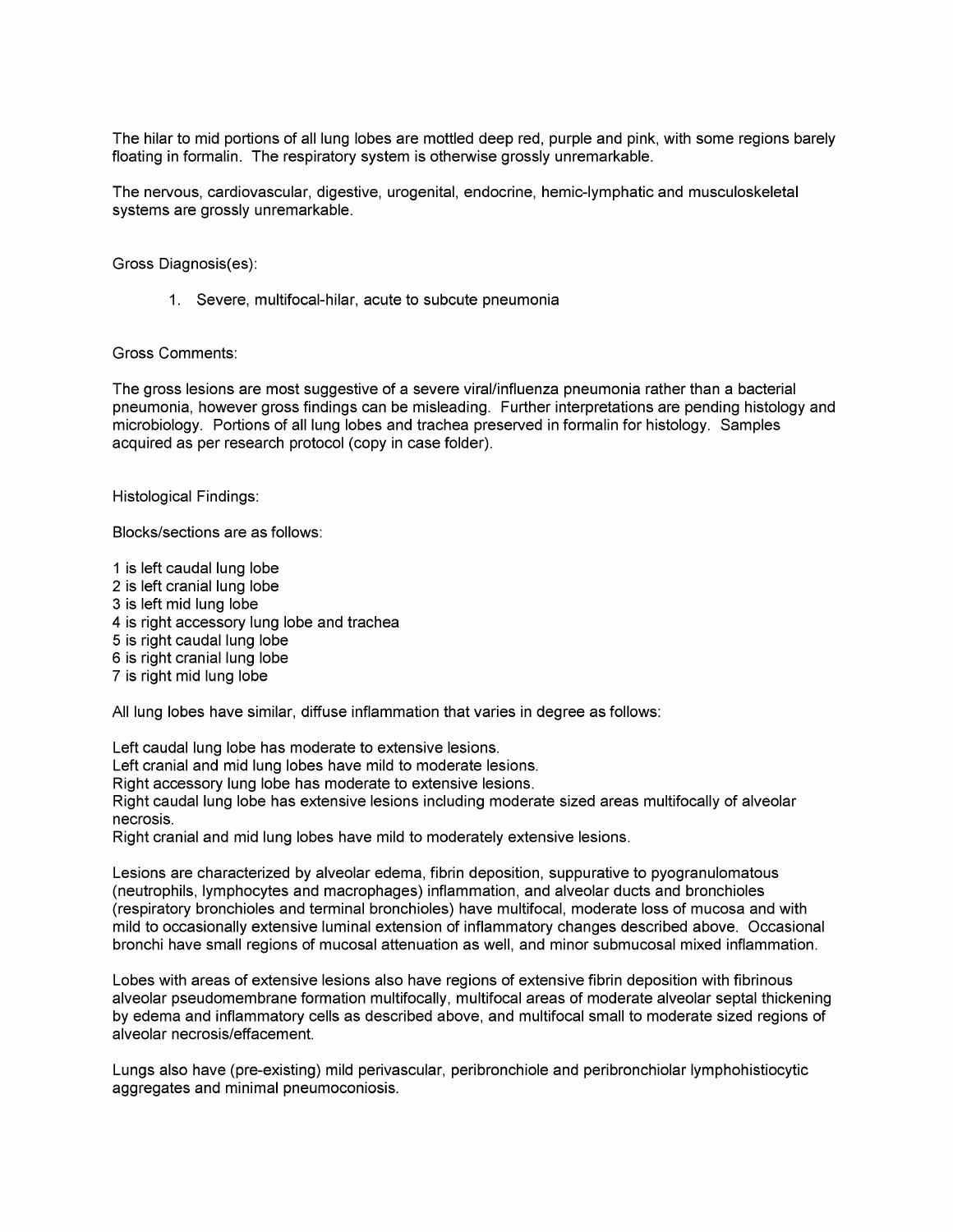The hilar to mid portions of all lung lobes are mottled deep red, purple and pink, with some regions barely floating in formalin. The respiratory system is otherwise grossly unremarkable.

The nervous, cardiovascular, digestive, urogenital, endocrine, hemic-lymphatic and musculoskeletal systems are grossly unremarkable.

Gross Diagnosis(es):

1. Severe, multifocal-hilar, acute to subcute pneumonia

Gross Comments:

The gross lesions are most suggestive of a severe viral/influenza pneumonia rather than a bacterial pneumonia, however gross findings can be misleading. Further interpretations are pending histology and microbiology. Portions of all lung lobes and trachea preserved in formalin for histology. Samples acquired as per research protocol (copy in case folder).

Histological Findings:

Blocks/sections are as follows:

1 is left caudal lung lobe
2 is left cranial lung lobe
3 is left mid lung lobe
4 is right accessory lung lobe and trachea
5 is right caudal lung lobe
6 is right cranial lung lobe
7 is right mid lung lobe

All lung lobes have similar, diffuse inflammation that varies in degree as follows:

Left caudal lung lobe has moderate to extensive lesions.
Left cranial and mid lung lobes have mild to moderate lesions.
Right accessory lung lobe has moderate to extensive lesions.
Right caudal lung lobe has extensive lesions including moderate sized areas multifocally of alveolar necrosis.
Right cranial and mid lung lobes have mild to moderately extensive lesions.

Lesions are characterized by alveolar edema, fibrin deposition, suppurative to pyogranulomatous (neutrophils, lymphocytes and macrophages) inflammation, and alveolar ducts and bronchioles (respiratory bronchioles and terminal bronchioles) have multifocal, moderate loss of mucosa and with mild to occasionally extensive luminal extension of inflammatory changes described above. Occasional bronchi have small regions of mucosal attenuation as well, and minor submucosal mixed inflammation.

Lobes with areas of extensive lesions also have regions of extensive fibrin deposition with fibrinous alveolar pseudomembrane formation multifocally, multifocal areas of moderate alveolar septal thickening by edema and inflammatory cells as described above, and multifocal small to moderate sized regions of alveolar necrosis/effacement.

Lungs also have (pre-existing) mild perivascular, peribronchiole and peribronchiolar lymphohistiocytic aggregates and minimal pneumoconiosis.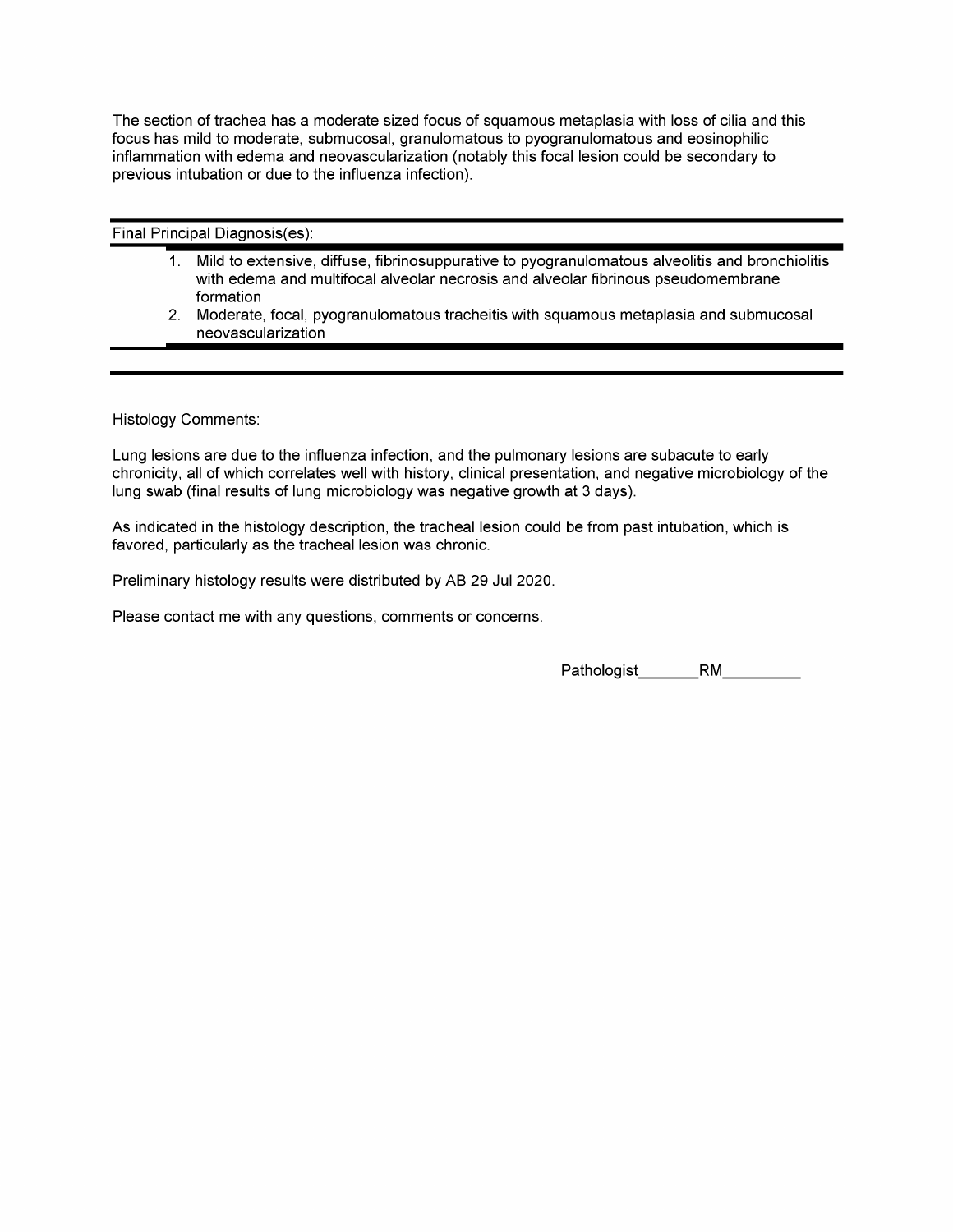The section of trachea has a moderate sized focus of squamous metaplasia with loss of cilia and this focus has mild to moderate, submucosal, granulomatous to pyogranulomatous and eosinophilic inflammation with edema and neovascularization (notably this focal lesion could be secondary to previous intubation or due to the influenza infection).

Final Principal Diagnosis(es):

1. Mild to extensive, diffuse, fibrinosuppurative to pyogranulomatous alveolitis and bronchiolitis with edema and multifocal alveolar necrosis and alveolar fibrinous pseudomembrane formation
2. Moderate, focal, pyogranulomatous tracheitis with squamous metaplasia and submucosal neovascularization

Histology Comments:

Lung lesions are due to the influenza infection, and the pulmonary lesions are subacute to early chronicity, all of which correlates well with history, clinical presentation, and negative microbiology of the lung swab (final results of lung microbiology was negative growth at 3 days).

As indicated in the histology description, the tracheal lesion could be from past intubation, which is favored, particularly as the tracheal lesion was chronic.

Preliminary histology results were distributed by AB 29 Jul 2020.

Please contact me with any questions, comments or concerns.

Pathologist_______RM_________